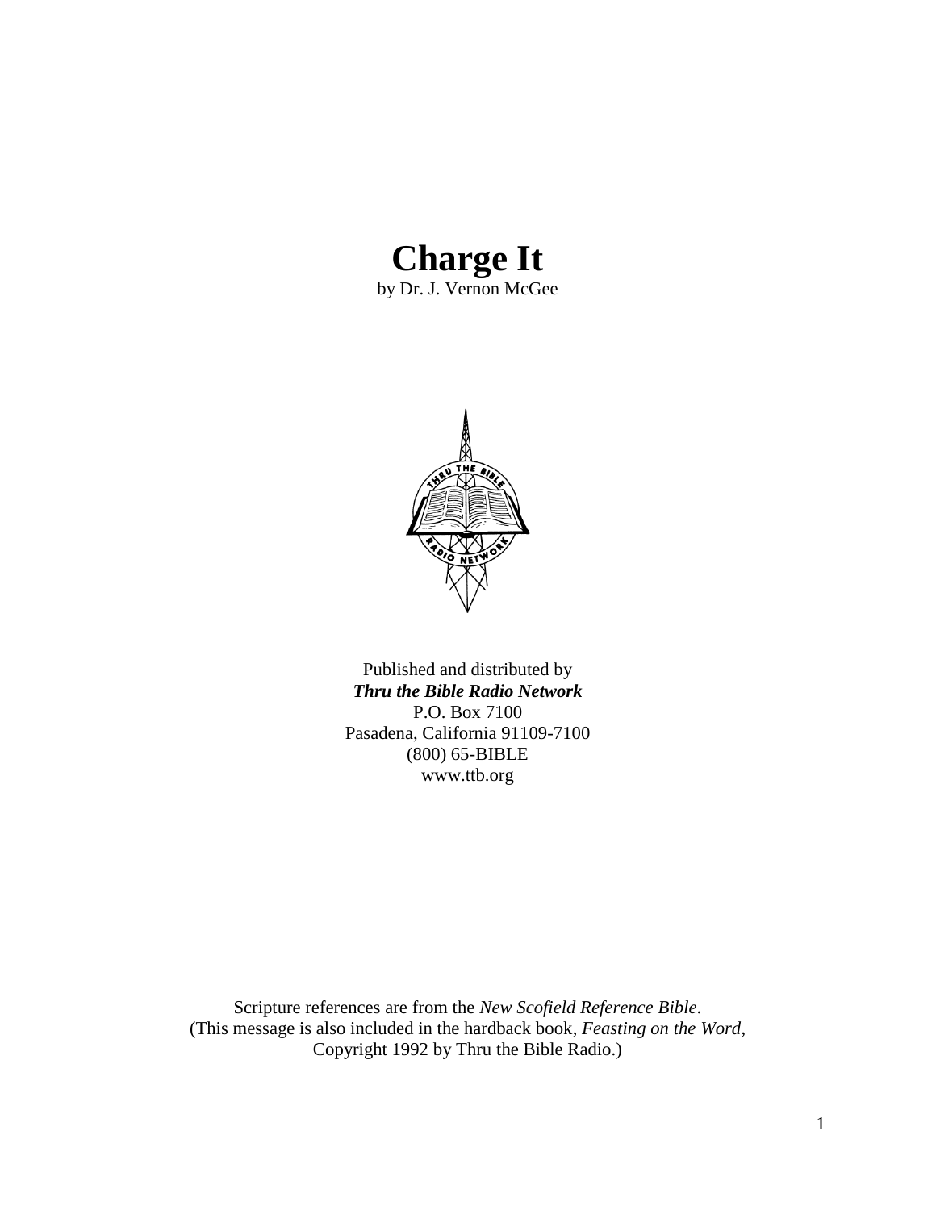# Charge It

by Dr. J. Vernon McGee

Published and distributed by
***Thru the Bible Radio Network***
P.O. Box 7100
Pasadena, California 91109-7100
(800) 65-BIBLE
www.ttb.org

Scripture references are from the *New Scofield Reference Bible*.
(This message is also included in the hardback book, *Feasting on the Word*,
Copyright 1992 by Thru the Bible Radio.)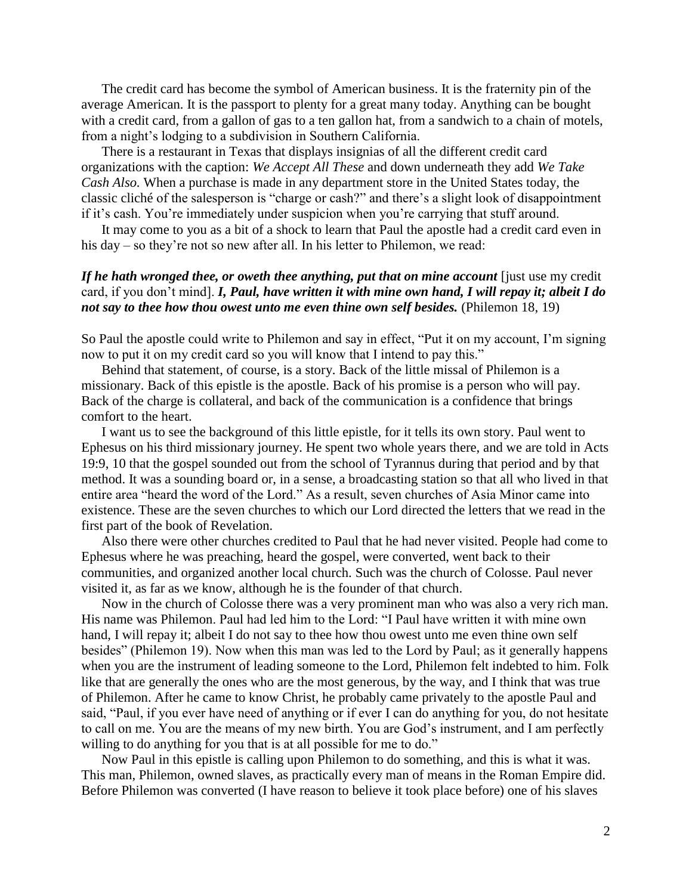The credit card has become the symbol of American business. It is the fraternity pin of the average American. It is the passport to plenty for a great many today. Anything can be bought with a credit card, from a gallon of gas to a ten gallon hat, from a sandwich to a chain of motels, from a night's lodging to a subdivision in Southern California.

There is a restaurant in Texas that displays insignias of all the different credit card organizations with the caption: *We Accept All These* and down underneath they add *We Take Cash Also.* When a purchase is made in any department store in the United States today, the classic cliché of the salesperson is "charge or cash?" and there's a slight look of disappointment if it's cash. You're immediately under suspicion when you're carrying that stuff around.

It may come to you as a bit of a shock to learn that Paul the apostle had a credit card even in his day – so they're not so new after all. In his letter to Philemon, we read:

***If he hath wronged thee, or oweth thee anything, put that on mine account*** [just use my credit card, if you don't mind]. ***I, Paul, have written it with mine own hand, I will repay it; albeit I do not say to thee how thou owest unto me even thine own self besides.*** (Philemon 18, 19)

So Paul the apostle could write to Philemon and say in effect, "Put it on my account, I'm signing now to put it on my credit card so you will know that I intend to pay this."

Behind that statement, of course, is a story. Back of the little missal of Philemon is a missionary. Back of this epistle is the apostle. Back of his promise is a person who will pay. Back of the charge is collateral, and back of the communication is a confidence that brings comfort to the heart.

I want us to see the background of this little epistle, for it tells its own story. Paul went to Ephesus on his third missionary journey. He spent two whole years there, and we are told in Acts 19:9, 10 that the gospel sounded out from the school of Tyrannus during that period and by that method. It was a sounding board or, in a sense, a broadcasting station so that all who lived in that entire area "heard the word of the Lord." As a result, seven churches of Asia Minor came into existence. These are the seven churches to which our Lord directed the letters that we read in the first part of the book of Revelation.

Also there were other churches credited to Paul that he had never visited. People had come to Ephesus where he was preaching, heard the gospel, were converted, went back to their communities, and organized another local church. Such was the church of Colosse. Paul never visited it, as far as we know, although he is the founder of that church.

Now in the church of Colosse there was a very prominent man who was also a very rich man. His name was Philemon. Paul had led him to the Lord: "I Paul have written it with mine own hand, I will repay it; albeit I do not say to thee how thou owest unto me even thine own self besides" (Philemon 19). Now when this man was led to the Lord by Paul; as it generally happens when you are the instrument of leading someone to the Lord, Philemon felt indebted to him. Folk like that are generally the ones who are the most generous, by the way, and I think that was true of Philemon. After he came to know Christ, he probably came privately to the apostle Paul and said, "Paul, if you ever have need of anything or if ever I can do anything for you, do not hesitate to call on me. You are the means of my new birth. You are God's instrument, and I am perfectly willing to do anything for you that is at all possible for me to do."

Now Paul in this epistle is calling upon Philemon to do something, and this is what it was. This man, Philemon, owned slaves, as practically every man of means in the Roman Empire did. Before Philemon was converted (I have reason to believe it took place before) one of his slaves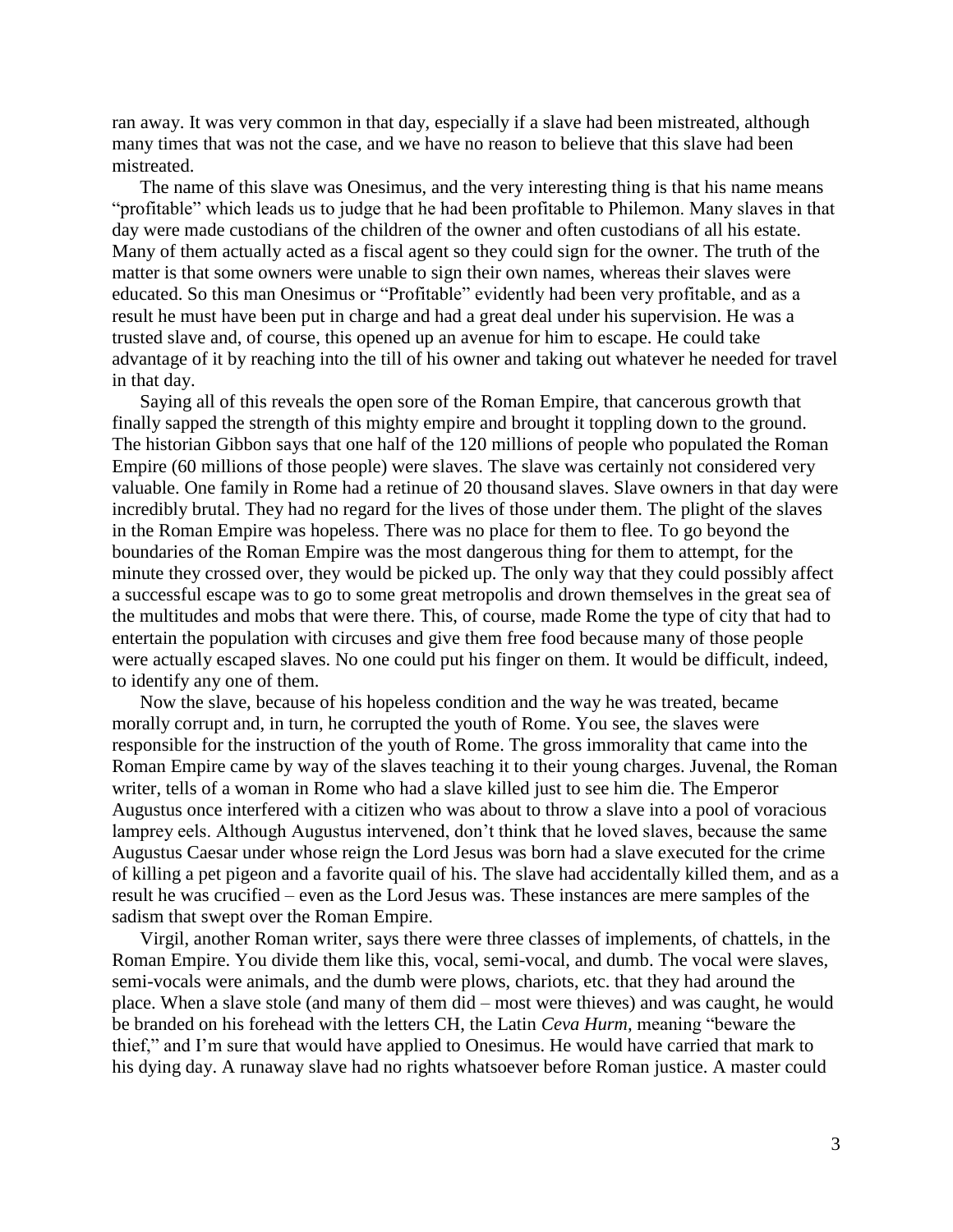ran away. It was very common in that day, especially if a slave had been mistreated, although many times that was not the case, and we have no reason to believe that this slave had been mistreated.

The name of this slave was Onesimus, and the very interesting thing is that his name means "profitable" which leads us to judge that he had been profitable to Philemon. Many slaves in that day were made custodians of the children of the owner and often custodians of all his estate. Many of them actually acted as a fiscal agent so they could sign for the owner. The truth of the matter is that some owners were unable to sign their own names, whereas their slaves were educated. So this man Onesimus or "Profitable" evidently had been very profitable, and as a result he must have been put in charge and had a great deal under his supervision. He was a trusted slave and, of course, this opened up an avenue for him to escape. He could take advantage of it by reaching into the till of his owner and taking out whatever he needed for travel in that day.

Saying all of this reveals the open sore of the Roman Empire, that cancerous growth that finally sapped the strength of this mighty empire and brought it toppling down to the ground. The historian Gibbon says that one half of the 120 millions of people who populated the Roman Empire (60 millions of those people) were slaves. The slave was certainly not considered very valuable. One family in Rome had a retinue of 20 thousand slaves. Slave owners in that day were incredibly brutal. They had no regard for the lives of those under them. The plight of the slaves in the Roman Empire was hopeless. There was no place for them to flee. To go beyond the boundaries of the Roman Empire was the most dangerous thing for them to attempt, for the minute they crossed over, they would be picked up. The only way that they could possibly affect a successful escape was to go to some great metropolis and drown themselves in the great sea of the multitudes and mobs that were there. This, of course, made Rome the type of city that had to entertain the population with circuses and give them free food because many of those people were actually escaped slaves. No one could put his finger on them. It would be difficult, indeed, to identify any one of them.

Now the slave, because of his hopeless condition and the way he was treated, became morally corrupt and, in turn, he corrupted the youth of Rome. You see, the slaves were responsible for the instruction of the youth of Rome. The gross immorality that came into the Roman Empire came by way of the slaves teaching it to their young charges. Juvenal, the Roman writer, tells of a woman in Rome who had a slave killed just to see him die. The Emperor Augustus once interfered with a citizen who was about to throw a slave into a pool of voracious lamprey eels. Although Augustus intervened, don't think that he loved slaves, because the same Augustus Caesar under whose reign the Lord Jesus was born had a slave executed for the crime of killing a pet pigeon and a favorite quail of his. The slave had accidentally killed them, and as a result he was crucified – even as the Lord Jesus was. These instances are mere samples of the sadism that swept over the Roman Empire.

Virgil, another Roman writer, says there were three classes of implements, of chattels, in the Roman Empire. You divide them like this, vocal, semi-vocal, and dumb. The vocal were slaves, semi-vocals were animals, and the dumb were plows, chariots, etc. that they had around the place. When a slave stole (and many of them did – most were thieves) and was caught, he would be branded on his forehead with the letters CH, the Latin *Ceva Hurm*, meaning "beware the thief," and I'm sure that would have applied to Onesimus. He would have carried that mark to his dying day. A runaway slave had no rights whatsoever before Roman justice. A master could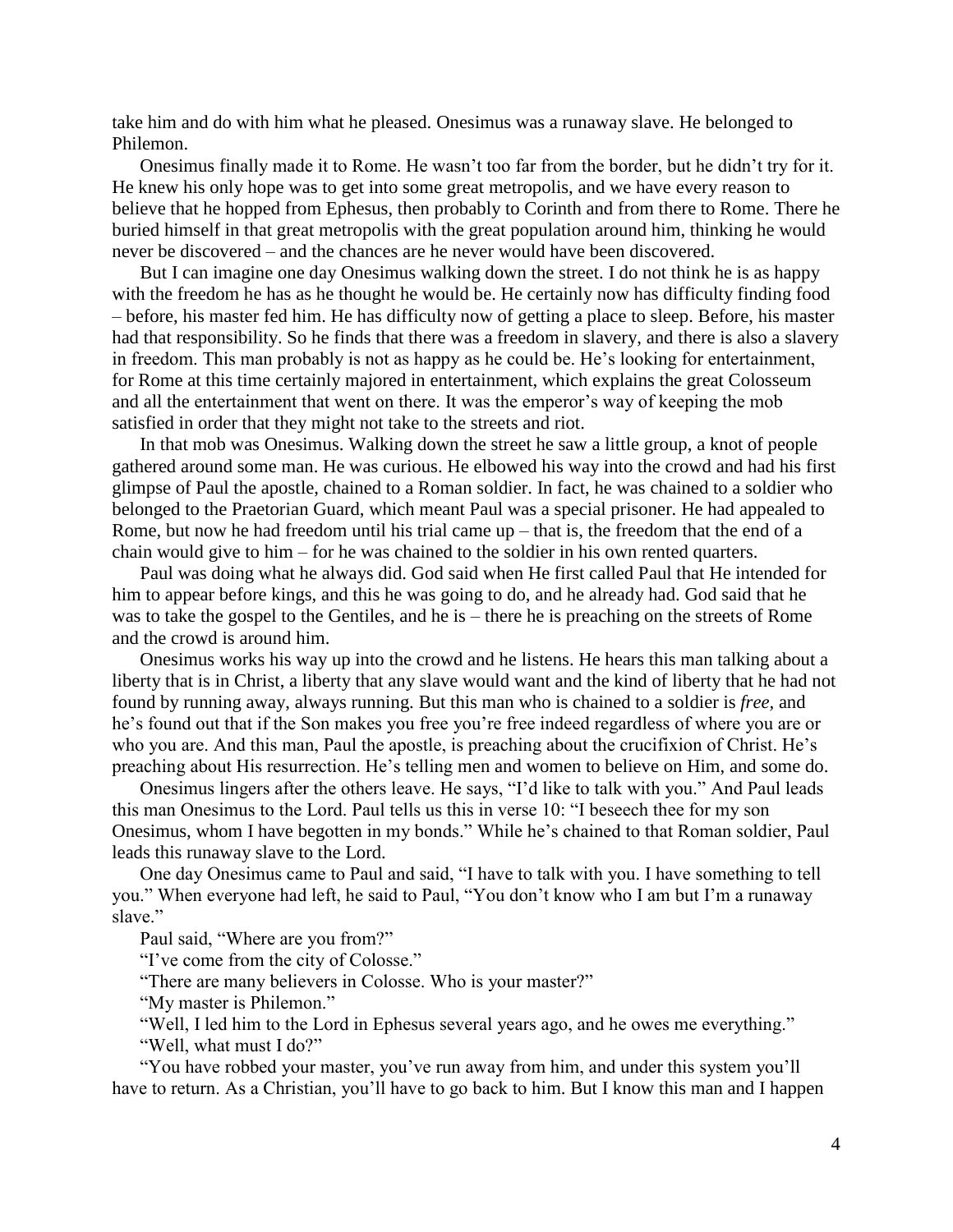take him and do with him what he pleased. Onesimus was a runaway slave. He belonged to Philemon.

Onesimus finally made it to Rome. He wasn't too far from the border, but he didn't try for it. He knew his only hope was to get into some great metropolis, and we have every reason to believe that he hopped from Ephesus, then probably to Corinth and from there to Rome. There he buried himself in that great metropolis with the great population around him, thinking he would never be discovered – and the chances are he never would have been discovered.

But I can imagine one day Onesimus walking down the street. I do not think he is as happy with the freedom he has as he thought he would be. He certainly now has difficulty finding food – before, his master fed him. He has difficulty now of getting a place to sleep. Before, his master had that responsibility. So he finds that there was a freedom in slavery, and there is also a slavery in freedom. This man probably is not as happy as he could be. He's looking for entertainment, for Rome at this time certainly majored in entertainment, which explains the great Colosseum and all the entertainment that went on there. It was the emperor's way of keeping the mob satisfied in order that they might not take to the streets and riot.

In that mob was Onesimus. Walking down the street he saw a little group, a knot of people gathered around some man. He was curious. He elbowed his way into the crowd and had his first glimpse of Paul the apostle, chained to a Roman soldier. In fact, he was chained to a soldier who belonged to the Praetorian Guard, which meant Paul was a special prisoner. He had appealed to Rome, but now he had freedom until his trial came up – that is, the freedom that the end of a chain would give to him – for he was chained to the soldier in his own rented quarters.

Paul was doing what he always did. God said when He first called Paul that He intended for him to appear before kings, and this he was going to do, and he already had. God said that he was to take the gospel to the Gentiles, and he is – there he is preaching on the streets of Rome and the crowd is around him.

Onesimus works his way up into the crowd and he listens. He hears this man talking about a liberty that is in Christ, a liberty that any slave would want and the kind of liberty that he had not found by running away, always running. But this man who is chained to a soldier is *free*, and he's found out that if the Son makes you free you're free indeed regardless of where you are or who you are. And this man, Paul the apostle, is preaching about the crucifixion of Christ. He's preaching about His resurrection. He's telling men and women to believe on Him, and some do.

Onesimus lingers after the others leave. He says, "I'd like to talk with you." And Paul leads this man Onesimus to the Lord. Paul tells us this in verse 10: "I beseech thee for my son Onesimus, whom I have begotten in my bonds." While he's chained to that Roman soldier, Paul leads this runaway slave to the Lord.

One day Onesimus came to Paul and said, "I have to talk with you. I have something to tell you." When everyone had left, he said to Paul, "You don't know who I am but I'm a runaway slave."

Paul said, "Where are you from?"

"I've come from the city of Colosse."

"There are many believers in Colosse. Who is your master?"

"My master is Philemon."

"Well, I led him to the Lord in Ephesus several years ago, and he owes me everything."

"Well, what must I do?"

"You have robbed your master, you've run away from him, and under this system you'll have to return. As a Christian, you'll have to go back to him. But I know this man and I happen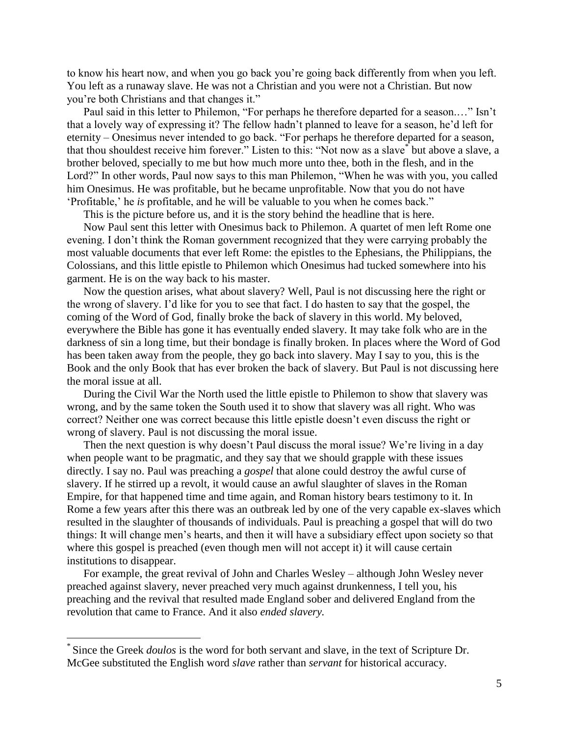to know his heart now, and when you go back you're going back differently from when you left. You left as a runaway slave. He was not a Christian and you were not a Christian. But now you're both Christians and that changes it."

Paul said in this letter to Philemon, "For perhaps he therefore departed for a season.…" Isn't that a lovely way of expressing it? The fellow hadn't planned to leave for a season, he'd left for eternity – Onesimus never intended to go back. "For perhaps he therefore departed for a season, that thou shouldest receive him forever." Listen to this: "Not now as a slave[*] but above a slave, a brother beloved, specially to me but how much more unto thee, both in the flesh, and in the Lord?" In other words, Paul now says to this man Philemon, "When he was with you, you called him Onesimus. He was profitable, but he became unprofitable. Now that you do not have 'Profitable,' he *is* profitable, and he will be valuable to you when he comes back."

This is the picture before us, and it is the story behind the headline that is here.

Now Paul sent this letter with Onesimus back to Philemon. A quartet of men left Rome one evening. I don't think the Roman government recognized that they were carrying probably the most valuable documents that ever left Rome: the epistles to the Ephesians, the Philippians, the Colossians, and this little epistle to Philemon which Onesimus had tucked somewhere into his garment. He is on the way back to his master.

Now the question arises, what about slavery? Well, Paul is not discussing here the right or the wrong of slavery. I'd like for you to see that fact. I do hasten to say that the gospel, the coming of the Word of God, finally broke the back of slavery in this world. My beloved, everywhere the Bible has gone it has eventually ended slavery. It may take folk who are in the darkness of sin a long time, but their bondage is finally broken. In places where the Word of God has been taken away from the people, they go back into slavery. May I say to you, this is the Book and the only Book that has ever broken the back of slavery. But Paul is not discussing here the moral issue at all.

During the Civil War the North used the little epistle to Philemon to show that slavery was wrong, and by the same token the South used it to show that slavery was all right. Who was correct? Neither one was correct because this little epistle doesn't even discuss the right or wrong of slavery. Paul is not discussing the moral issue.

Then the next question is why doesn't Paul discuss the moral issue? We're living in a day when people want to be pragmatic, and they say that we should grapple with these issues directly. I say no. Paul was preaching a *gospel* that alone could destroy the awful curse of slavery. If he stirred up a revolt, it would cause an awful slaughter of slaves in the Roman Empire, for that happened time and time again, and Roman history bears testimony to it. In Rome a few years after this there was an outbreak led by one of the very capable ex-slaves which resulted in the slaughter of thousands of individuals. Paul is preaching a gospel that will do two things: It will change men's hearts, and then it will have a subsidiary effect upon society so that where this gospel is preached (even though men will not accept it) it will cause certain institutions to disappear.

For example, the great revival of John and Charles Wesley – although John Wesley never preached against slavery, never preached very much against drunkenness, I tell you, his preaching and the revival that resulted made England sober and delivered England from the revolution that came to France. And it also *ended slavery.*

---

[*] Since the Greek *doulos* is the word for both servant and slave, in the text of Scripture Dr. McGee substituted the English word *slave* rather than *servant* for historical accuracy.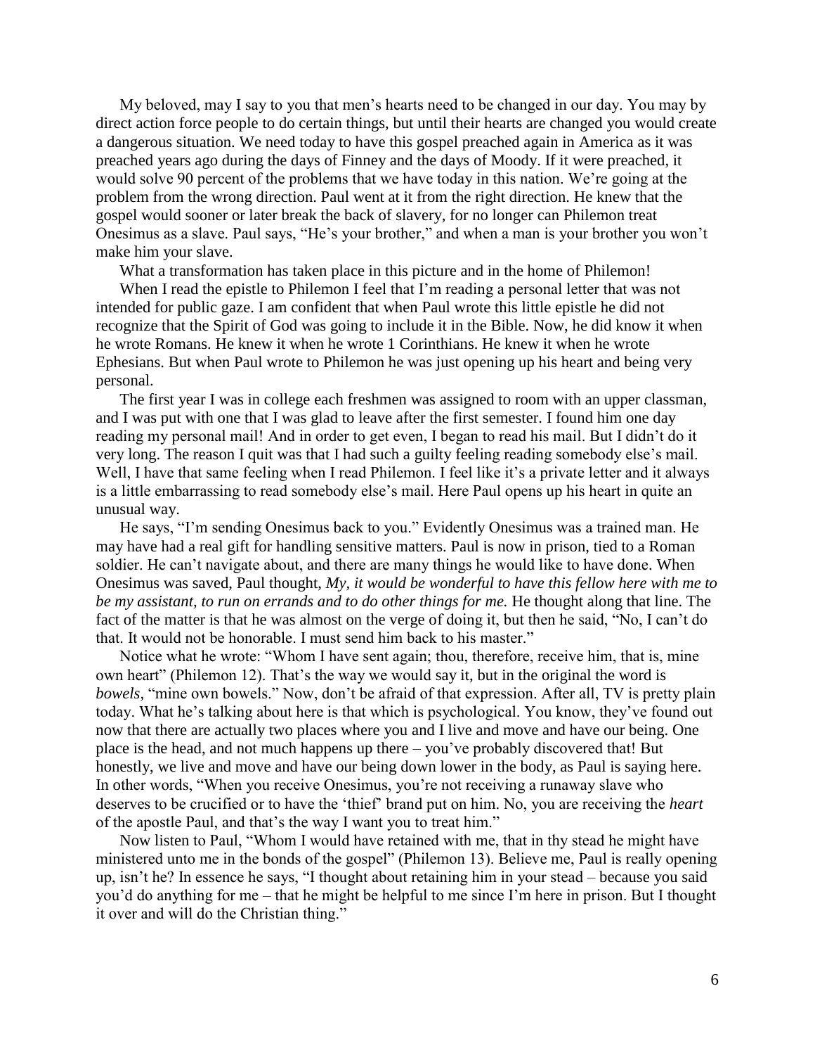My beloved, may I say to you that men's hearts need to be changed in our day. You may by direct action force people to do certain things, but until their hearts are changed you would create a dangerous situation. We need today to have this gospel preached again in America as it was preached years ago during the days of Finney and the days of Moody. If it were preached, it would solve 90 percent of the problems that we have today in this nation. We're going at the problem from the wrong direction. Paul went at it from the right direction. He knew that the gospel would sooner or later break the back of slavery, for no longer can Philemon treat Onesimus as a slave. Paul says, "He's your brother," and when a man is your brother you won't make him your slave.

What a transformation has taken place in this picture and in the home of Philemon!

When I read the epistle to Philemon I feel that I'm reading a personal letter that was not intended for public gaze. I am confident that when Paul wrote this little epistle he did not recognize that the Spirit of God was going to include it in the Bible. Now, he did know it when he wrote Romans. He knew it when he wrote 1 Corinthians. He knew it when he wrote Ephesians. But when Paul wrote to Philemon he was just opening up his heart and being very personal.

The first year I was in college each freshmen was assigned to room with an upper classman, and I was put with one that I was glad to leave after the first semester. I found him one day reading my personal mail! And in order to get even, I began to read his mail. But I didn't do it very long. The reason I quit was that I had such a guilty feeling reading somebody else's mail. Well, I have that same feeling when I read Philemon. I feel like it's a private letter and it always is a little embarrassing to read somebody else's mail. Here Paul opens up his heart in quite an unusual way.

He says, "I'm sending Onesimus back to you." Evidently Onesimus was a trained man. He may have had a real gift for handling sensitive matters. Paul is now in prison, tied to a Roman soldier. He can't navigate about, and there are many things he would like to have done. When Onesimus was saved, Paul thought, *My, it would be wonderful to have this fellow here with me to be my assistant, to run on errands and to do other things for me.* He thought along that line. The fact of the matter is that he was almost on the verge of doing it, but then he said, "No, I can't do that. It would not be honorable. I must send him back to his master."

Notice what he wrote: "Whom I have sent again; thou, therefore, receive him, that is, mine own heart" (Philemon 12). That's the way we would say it, but in the original the word is *bowels*, "mine own bowels." Now, don't be afraid of that expression. After all, TV is pretty plain today. What he's talking about here is that which is psychological. You know, they've found out now that there are actually two places where you and I live and move and have our being. One place is the head, and not much happens up there – you've probably discovered that! But honestly, we live and move and have our being down lower in the body, as Paul is saying here. In other words, "When you receive Onesimus, you're not receiving a runaway slave who deserves to be crucified or to have the 'thief' brand put on him. No, you are receiving the *heart* of the apostle Paul, and that's the way I want you to treat him."

Now listen to Paul, "Whom I would have retained with me, that in thy stead he might have ministered unto me in the bonds of the gospel" (Philemon 13). Believe me, Paul is really opening up, isn't he? In essence he says, "I thought about retaining him in your stead – because you said you'd do anything for me – that he might be helpful to me since I'm here in prison. But I thought it over and will do the Christian thing."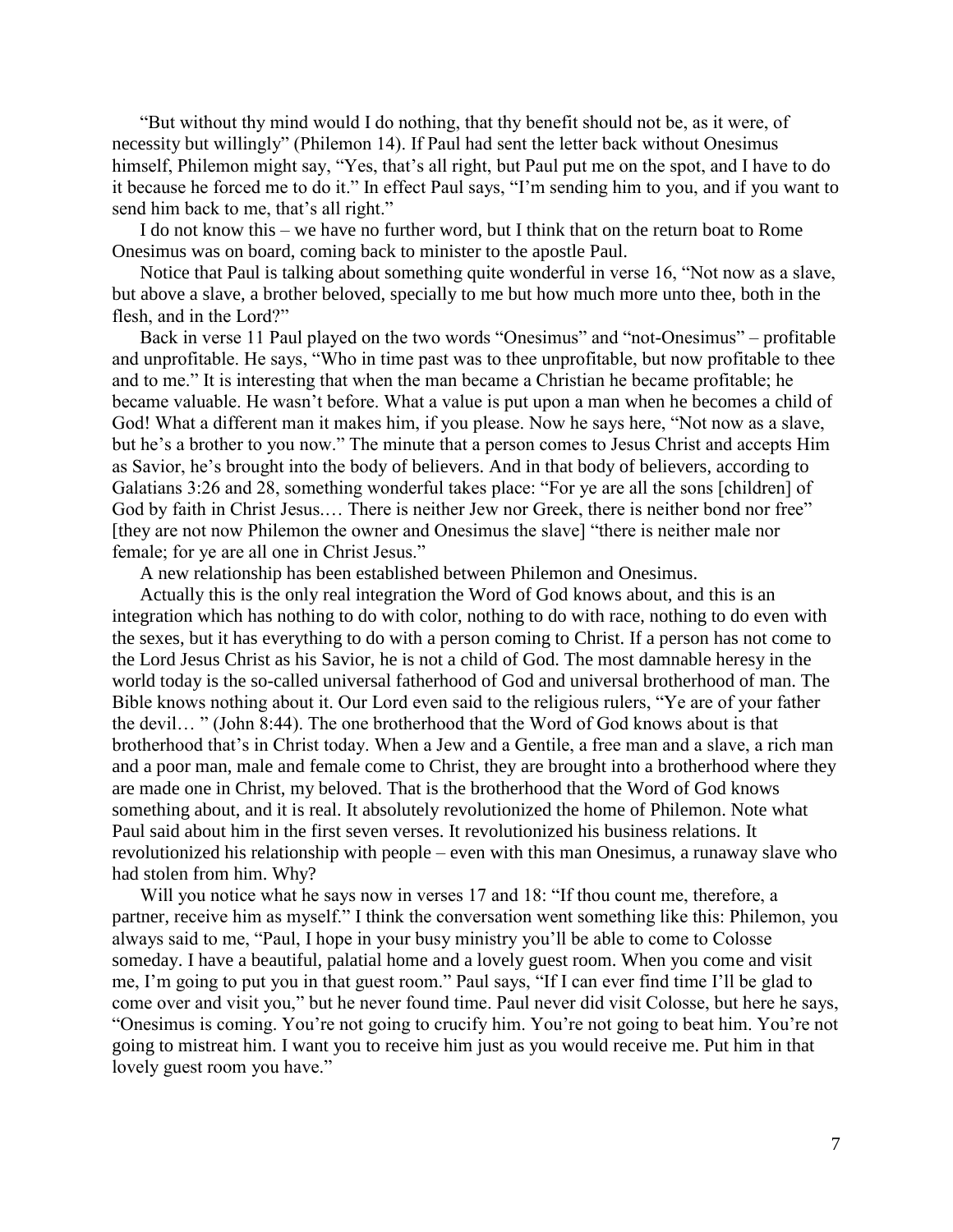"But without thy mind would I do nothing, that thy benefit should not be, as it were, of necessity but willingly" (Philemon 14). If Paul had sent the letter back without Onesimus himself, Philemon might say, "Yes, that's all right, but Paul put me on the spot, and I have to do it because he forced me to do it." In effect Paul says, "I'm sending him to you, and if you want to send him back to me, that's all right."

I do not know this – we have no further word, but I think that on the return boat to Rome Onesimus was on board, coming back to minister to the apostle Paul.

Notice that Paul is talking about something quite wonderful in verse 16, "Not now as a slave, but above a slave, a brother beloved, specially to me but how much more unto thee, both in the flesh, and in the Lord?"

Back in verse 11 Paul played on the two words "Onesimus" and "not-Onesimus" – profitable and unprofitable. He says, "Who in time past was to thee unprofitable, but now profitable to thee and to me." It is interesting that when the man became a Christian he became profitable; he became valuable. He wasn't before. What a value is put upon a man when he becomes a child of God! What a different man it makes him, if you please. Now he says here, "Not now as a slave, but he's a brother to you now." The minute that a person comes to Jesus Christ and accepts Him as Savior, he's brought into the body of believers. And in that body of believers, according to Galatians 3:26 and 28, something wonderful takes place: "For ye are all the sons [children] of God by faith in Christ Jesus.… There is neither Jew nor Greek, there is neither bond nor free" [they are not now Philemon the owner and Onesimus the slave] "there is neither male nor female; for ye are all one in Christ Jesus."

A new relationship has been established between Philemon and Onesimus.

Actually this is the only real integration the Word of God knows about, and this is an integration which has nothing to do with color, nothing to do with race, nothing to do even with the sexes, but it has everything to do with a person coming to Christ. If a person has not come to the Lord Jesus Christ as his Savior, he is not a child of God. The most damnable heresy in the world today is the so-called universal fatherhood of God and universal brotherhood of man. The Bible knows nothing about it. Our Lord even said to the religious rulers, "Ye are of your father the devil… " (John 8:44). The one brotherhood that the Word of God knows about is that brotherhood that's in Christ today. When a Jew and a Gentile, a free man and a slave, a rich man and a poor man, male and female come to Christ, they are brought into a brotherhood where they are made one in Christ, my beloved. That is the brotherhood that the Word of God knows something about, and it is real. It absolutely revolutionized the home of Philemon. Note what Paul said about him in the first seven verses. It revolutionized his business relations. It revolutionized his relationship with people – even with this man Onesimus, a runaway slave who had stolen from him. Why?

Will you notice what he says now in verses 17 and 18: "If thou count me, therefore, a partner, receive him as myself." I think the conversation went something like this: Philemon, you always said to me, "Paul, I hope in your busy ministry you'll be able to come to Colosse someday. I have a beautiful, palatial home and a lovely guest room. When you come and visit me, I'm going to put you in that guest room." Paul says, "If I can ever find time I'll be glad to come over and visit you," but he never found time. Paul never did visit Colosse, but here he says, "Onesimus is coming. You're not going to crucify him. You're not going to beat him. You're not going to mistreat him. I want you to receive him just as you would receive me. Put him in that lovely guest room you have."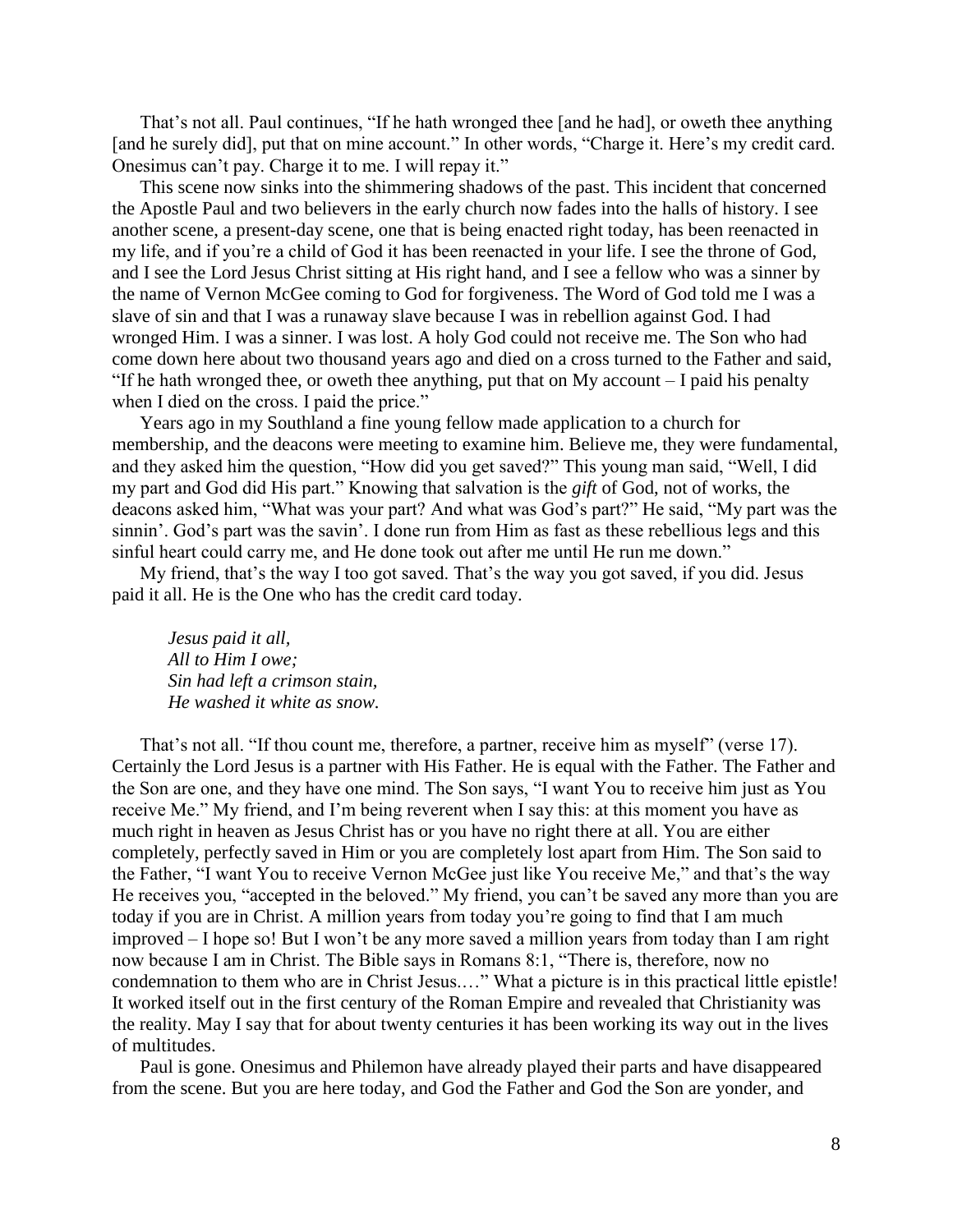That's not all. Paul continues, "If he hath wronged thee [and he had], or oweth thee anything [and he surely did], put that on mine account." In other words, "Charge it. Here's my credit card. Onesimus can't pay. Charge it to me. I will repay it."

This scene now sinks into the shimmering shadows of the past. This incident that concerned the Apostle Paul and two believers in the early church now fades into the halls of history. I see another scene, a present-day scene, one that is being enacted right today, has been reenacted in my life, and if you're a child of God it has been reenacted in your life. I see the throne of God, and I see the Lord Jesus Christ sitting at His right hand, and I see a fellow who was a sinner by the name of Vernon McGee coming to God for forgiveness. The Word of God told me I was a slave of sin and that I was a runaway slave because I was in rebellion against God. I had wronged Him. I was a sinner. I was lost. A holy God could not receive me. The Son who had come down here about two thousand years ago and died on a cross turned to the Father and said, "If he hath wronged thee, or oweth thee anything, put that on My account – I paid his penalty when I died on the cross. I paid the price."

Years ago in my Southland a fine young fellow made application to a church for membership, and the deacons were meeting to examine him. Believe me, they were fundamental, and they asked him the question, "How did you get saved?" This young man said, "Well, I did my part and God did His part." Knowing that salvation is the *gift* of God, not of works, the deacons asked him, "What was your part? And what was God's part?" He said, "My part was the sinnin'. God's part was the savin'. I done run from Him as fast as these rebellious legs and this sinful heart could carry me, and He done took out after me until He run me down."

My friend, that's the way I too got saved. That's the way you got saved, if you did. Jesus paid it all. He is the One who has the credit card today.

*Jesus paid it all,*
*All to Him I owe;*
*Sin had left a crimson stain,*
*He washed it white as snow.*

That's not all. "If thou count me, therefore, a partner, receive him as myself" (verse 17). Certainly the Lord Jesus is a partner with His Father. He is equal with the Father. The Father and the Son are one, and they have one mind. The Son says, "I want You to receive him just as You receive Me." My friend, and I'm being reverent when I say this: at this moment you have as much right in heaven as Jesus Christ has or you have no right there at all. You are either completely, perfectly saved in Him or you are completely lost apart from Him. The Son said to the Father, "I want You to receive Vernon McGee just like You receive Me," and that's the way He receives you, "accepted in the beloved." My friend, you can't be saved any more than you are today if you are in Christ. A million years from today you're going to find that I am much improved – I hope so! But I won't be any more saved a million years from today than I am right now because I am in Christ. The Bible says in Romans 8:1, "There is, therefore, now no condemnation to them who are in Christ Jesus.…" What a picture is in this practical little epistle! It worked itself out in the first century of the Roman Empire and revealed that Christianity was the reality. May I say that for about twenty centuries it has been working its way out in the lives of multitudes.

Paul is gone. Onesimus and Philemon have already played their parts and have disappeared from the scene. But you are here today, and God the Father and God the Son are yonder, and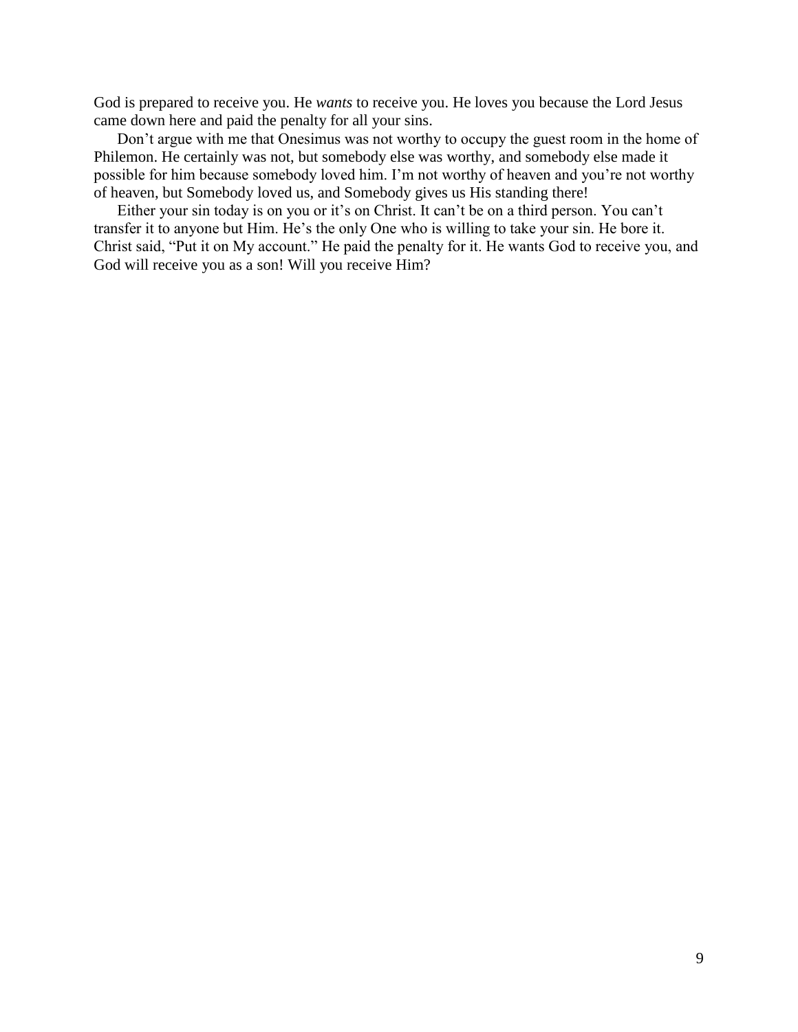God is prepared to receive you. He *wants* to receive you. He loves you because the Lord Jesus came down here and paid the penalty for all your sins.

Don't argue with me that Onesimus was not worthy to occupy the guest room in the home of Philemon. He certainly was not, but somebody else was worthy, and somebody else made it possible for him because somebody loved him. I'm not worthy of heaven and you're not worthy of heaven, but Somebody loved us, and Somebody gives us His standing there!

Either your sin today is on you or it's on Christ. It can't be on a third person. You can't transfer it to anyone but Him. He's the only One who is willing to take your sin. He bore it. Christ said, "Put it on My account." He paid the penalty for it. He wants God to receive you, and God will receive you as a son! Will you receive Him?